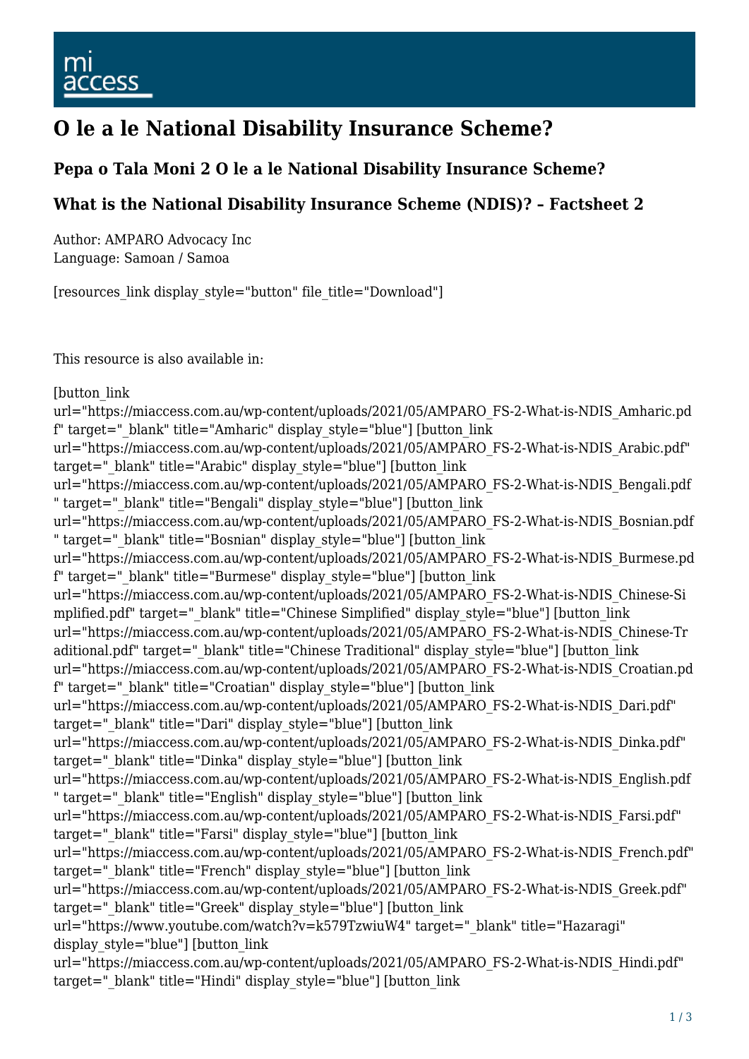mi
access

# O le a le National Disability Insurance Scheme?

### Pepa o Tala Moni 2 O le a le National Disability Insurance Scheme?

### What is the National Disability Insurance Scheme (NDIS)? – Factsheet 2

Author: AMPARO Advocacy Inc
Language: Samoan / Samoa

[resources_link display_style="button" file_title="Download"]

This resource is also available in:

[button_link url="https://miaccess.com.au/wp-content/uploads/2021/05/AMPARO_FS-2-What-is-NDIS_Amharic.pdf" target="_blank" title="Amharic" display_style="blue"] [button_link url="https://miaccess.com.au/wp-content/uploads/2021/05/AMPARO_FS-2-What-is-NDIS_Arabic.pdf" target="_blank" title="Arabic" display_style="blue"] [button_link url="https://miaccess.com.au/wp-content/uploads/2021/05/AMPARO_FS-2-What-is-NDIS_Bengali.pdf" target="_blank" title="Bengali" display_style="blue"] [button_link url="https://miaccess.com.au/wp-content/uploads/2021/05/AMPARO_FS-2-What-is-NDIS_Bosnian.pdf" target="_blank" title="Bosnian" display_style="blue"] [button_link url="https://miaccess.com.au/wp-content/uploads/2021/05/AMPARO_FS-2-What-is-NDIS_Burmese.pdf" target="_blank" title="Burmese" display_style="blue"] [button_link url="https://miaccess.com.au/wp-content/uploads/2021/05/AMPARO_FS-2-What-is-NDIS_Chinese-Simplified.pdf" target="_blank" title="Chinese Simplified" display_style="blue"] [button_link url="https://miaccess.com.au/wp-content/uploads/2021/05/AMPARO_FS-2-What-is-NDIS_Chinese-Traditional.pdf" target="_blank" title="Chinese Traditional" display_style="blue"] [button_link url="https://miaccess.com.au/wp-content/uploads/2021/05/AMPARO_FS-2-What-is-NDIS_Croatian.pdf" target="_blank" title="Croatian" display_style="blue"] [button_link url="https://miaccess.com.au/wp-content/uploads/2021/05/AMPARO_FS-2-What-is-NDIS_Dari.pdf" target="_blank" title="Dari" display_style="blue"] [button_link url="https://miaccess.com.au/wp-content/uploads/2021/05/AMPARO_FS-2-What-is-NDIS_Dinka.pdf" target="_blank" title="Dinka" display_style="blue"] [button_link url="https://miaccess.com.au/wp-content/uploads/2021/05/AMPARO_FS-2-What-is-NDIS_English.pdf" target="_blank" title="English" display_style="blue"] [button_link url="https://miaccess.com.au/wp-content/uploads/2021/05/AMPARO_FS-2-What-is-NDIS_Farsi.pdf" target="_blank" title="Farsi" display_style="blue"] [button_link url="https://miaccess.com.au/wp-content/uploads/2021/05/AMPARO_FS-2-What-is-NDIS_French.pdf" target="_blank" title="French" display_style="blue"] [button_link url="https://miaccess.com.au/wp-content/uploads/2021/05/AMPARO_FS-2-What-is-NDIS_Greek.pdf" target="_blank" title="Greek" display_style="blue"] [button_link url="https://www.youtube.com/watch?v=k579TzwiuW4" target="_blank" title="Hazaragi" display_style="blue"] [button_link url="https://miaccess.com.au/wp-content/uploads/2021/05/AMPARO_FS-2-What-is-NDIS_Hindi.pdf" target="_blank" title="Hindi" display_style="blue"] [button_link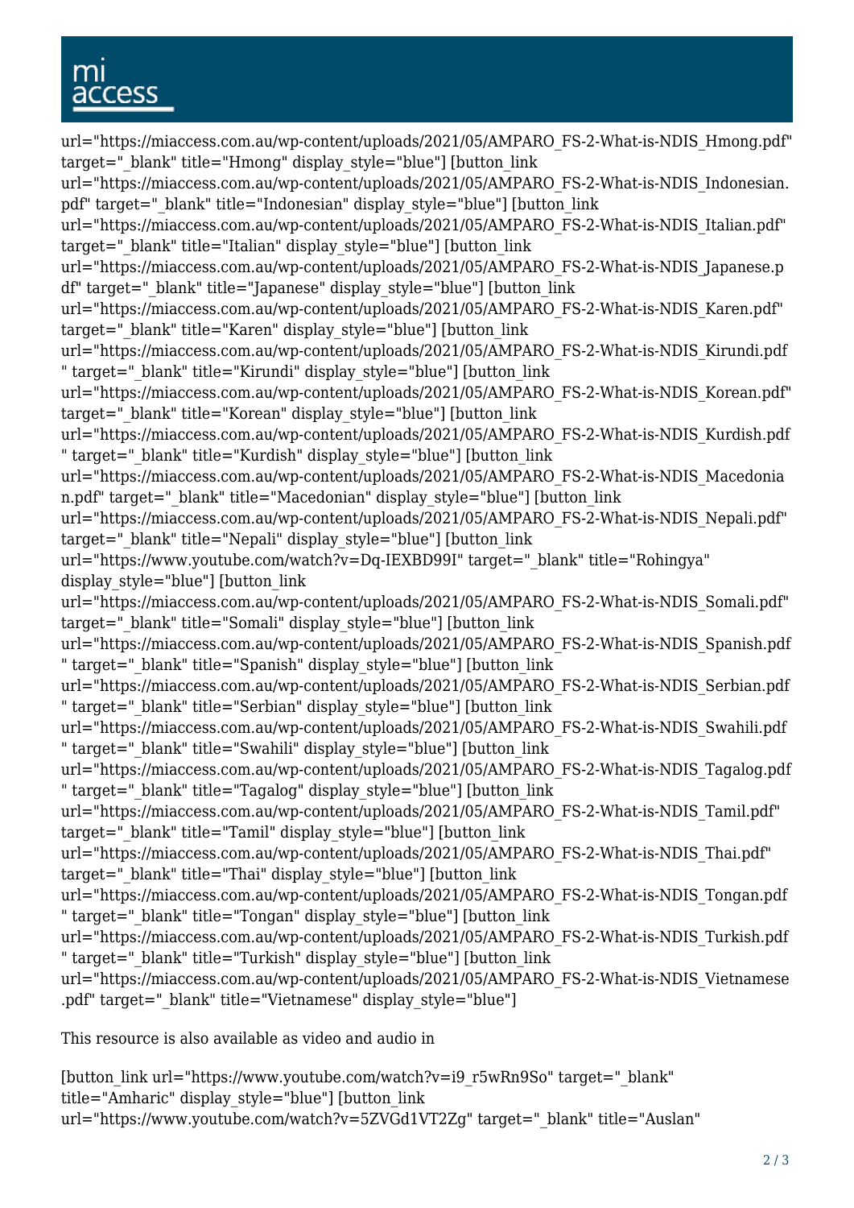url="https://miaccess.com.au/wp-content/uploads/2021/05/AMPARO_FS-2-What-is-NDIS_Hmong.pdf" target="_blank" title="Hmong" display_style="blue"] [button_link url="https://miaccess.com.au/wp-content/uploads/2021/05/AMPARO_FS-2-What-is-NDIS_Indonesian.pdf" target="_blank" title="Indonesian" display_style="blue"] [button_link url="https://miaccess.com.au/wp-content/uploads/2021/05/AMPARO_FS-2-What-is-NDIS_Italian.pdf" target="_blank" title="Italian" display_style="blue"] [button_link url="https://miaccess.com.au/wp-content/uploads/2021/05/AMPARO_FS-2-What-is-NDIS_Japanese.pdf" target="_blank" title="Japanese" display_style="blue"] [button_link url="https://miaccess.com.au/wp-content/uploads/2021/05/AMPARO_FS-2-What-is-NDIS_Karen.pdf" target="_blank" title="Karen" display_style="blue"] [button_link url="https://miaccess.com.au/wp-content/uploads/2021/05/AMPARO_FS-2-What-is-NDIS_Kirundi.pdf" target="_blank" title="Kirundi" display_style="blue"] [button_link url="https://miaccess.com.au/wp-content/uploads/2021/05/AMPARO_FS-2-What-is-NDIS_Korean.pdf" target="_blank" title="Korean" display_style="blue"] [button_link url="https://miaccess.com.au/wp-content/uploads/2021/05/AMPARO_FS-2-What-is-NDIS_Kurdish.pdf" target="_blank" title="Kurdish" display_style="blue"] [button_link url="https://miaccess.com.au/wp-content/uploads/2021/05/AMPARO_FS-2-What-is-NDIS_Macedonian.pdf" target="_blank" title="Macedonian" display_style="blue"] [button_link url="https://miaccess.com.au/wp-content/uploads/2021/05/AMPARO_FS-2-What-is-NDIS_Nepali.pdf" target="_blank" title="Nepali" display_style="blue"] [button_link url="https://www.youtube.com/watch?v=Dq-IEXBD99I" target="_blank" title="Rohingya" display_style="blue"] [button_link url="https://miaccess.com.au/wp-content/uploads/2021/05/AMPARO_FS-2-What-is-NDIS_Somali.pdf" target="_blank" title="Somali" display_style="blue"] [button_link url="https://miaccess.com.au/wp-content/uploads/2021/05/AMPARO_FS-2-What-is-NDIS_Spanish.pdf" target="_blank" title="Spanish" display_style="blue"] [button_link url="https://miaccess.com.au/wp-content/uploads/2021/05/AMPARO_FS-2-What-is-NDIS_Serbian.pdf" target="_blank" title="Serbian" display_style="blue"] [button_link url="https://miaccess.com.au/wp-content/uploads/2021/05/AMPARO_FS-2-What-is-NDIS_Swahili.pdf" target="_blank" title="Swahili" display_style="blue"] [button_link url="https://miaccess.com.au/wp-content/uploads/2021/05/AMPARO_FS-2-What-is-NDIS_Tagalog.pdf" target="_blank" title="Tagalog" display_style="blue"] [button_link url="https://miaccess.com.au/wp-content/uploads/2021/05/AMPARO_FS-2-What-is-NDIS_Tamil.pdf" target="_blank" title="Tamil" display_style="blue"] [button_link url="https://miaccess.com.au/wp-content/uploads/2021/05/AMPARO_FS-2-What-is-NDIS_Thai.pdf" target="_blank" title="Thai" display_style="blue"] [button_link url="https://miaccess.com.au/wp-content/uploads/2021/05/AMPARO_FS-2-What-is-NDIS_Tongan.pdf" target="_blank" title="Tongan" display_style="blue"] [button_link url="https://miaccess.com.au/wp-content/uploads/2021/05/AMPARO_FS-2-What-is-NDIS_Turkish.pdf" target="_blank" title="Turkish" display_style="blue"] [button_link url="https://miaccess.com.au/wp-content/uploads/2021/05/AMPARO_FS-2-What-is-NDIS_Vietnamese.pdf" target="_blank" title="Vietnamese" display_style="blue"]

This resource is also available as video and audio in

[button_link url="https://www.youtube.com/watch?v=i9_r5wRn9So" target="_blank" title="Amharic" display_style="blue"] [button_link url="https://www.youtube.com/watch?v=5ZVGd1VT2Zg" target="_blank" title="Auslan"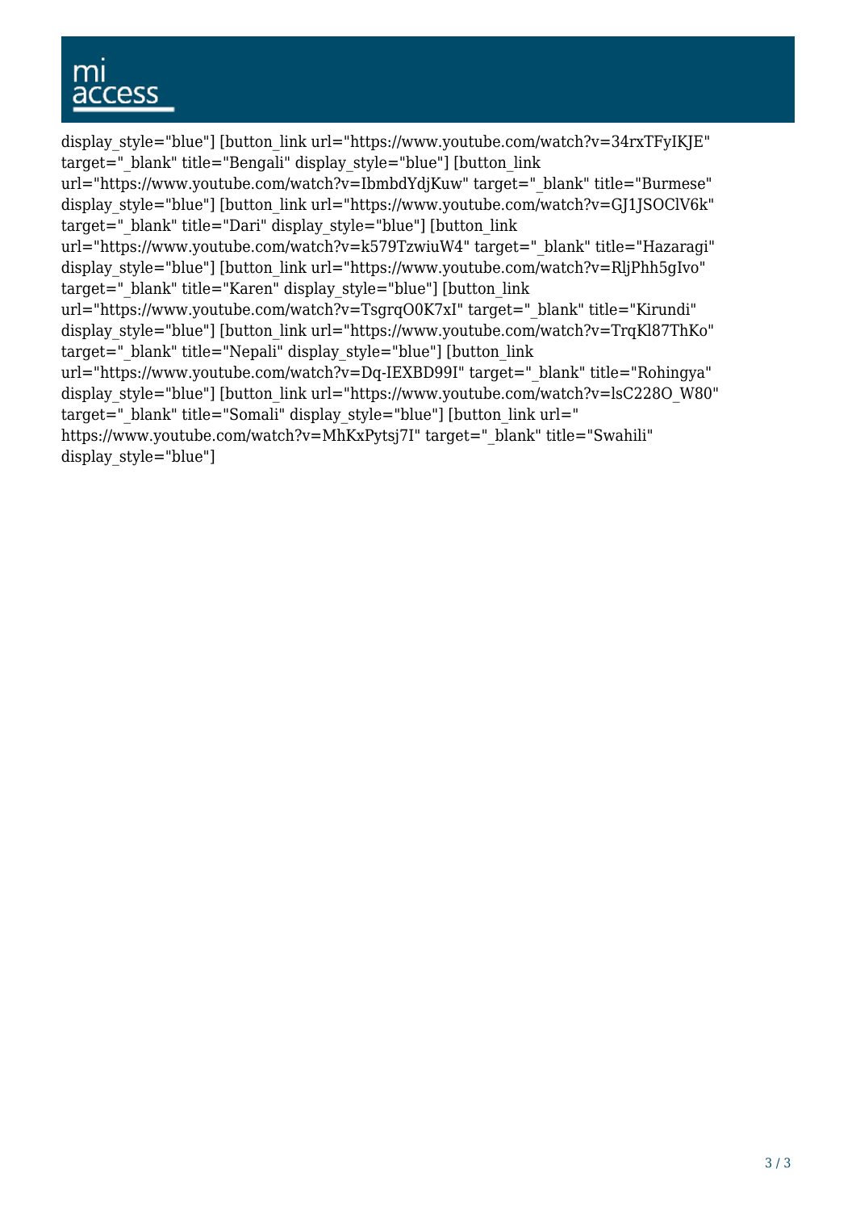display_style="blue"] [button_link url="https://www.youtube.com/watch?v=34rxTFyIKJE" target="_blank" title="Bengali" display_style="blue"] [button_link url="https://www.youtube.com/watch?v=IbmbdYdjKuw" target="_blank" title="Burmese" display_style="blue"] [button_link url="https://www.youtube.com/watch?v=GJ1JSOClV6k" target="_blank" title="Dari" display_style="blue"] [button_link url="https://www.youtube.com/watch?v=k579TzwiuW4" target="_blank" title="Hazaragi" display_style="blue"] [button_link url="https://www.youtube.com/watch?v=RljPhh5gIvo" target="_blank" title="Karen" display_style="blue"] [button_link url="https://www.youtube.com/watch?v=TsgrqO0K7xI" target="_blank" title="Kirundi" display_style="blue"] [button_link url="https://www.youtube.com/watch?v=TrqKl87ThKo" target="_blank" title="Nepali" display_style="blue"] [button_link url="https://www.youtube.com/watch?v=Dq-IEXBD99I" target="_blank" title="Rohingya" display_style="blue"] [button_link url="https://www.youtube.com/watch?v=lsC228O_W80" target="_blank" title="Somali" display_style="blue"] [button_link url=" https://www.youtube.com/watch?v=MhKxPytsj7I" target="_blank" title="Swahili" display_style="blue"]